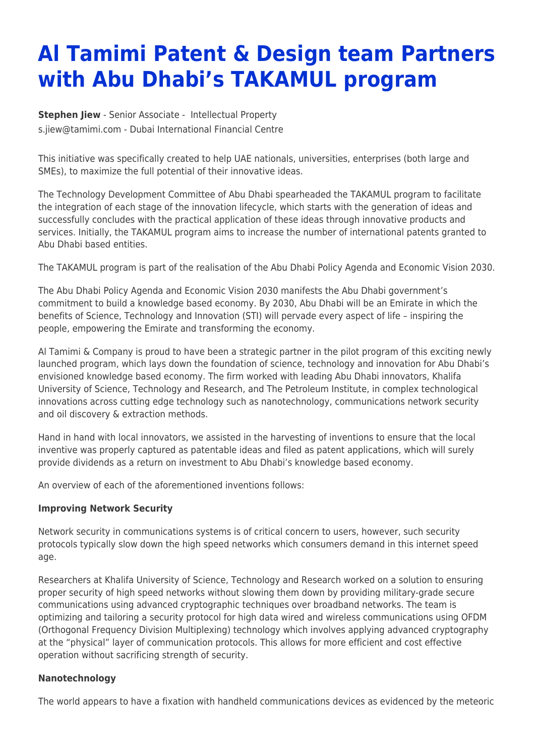# Al Tamimi Patent & Design team Partners with Abu Dhabi's TAKAMUL program

**Stephen Jiew** - Senior Associate - Intellectual Property
s.jiew@tamimi.com - Dubai International Financial Centre

This initiative was specifically created to help UAE nationals, universities, enterprises (both large and SMEs), to maximize the full potential of their innovative ideas.

The Technology Development Committee of Abu Dhabi spearheaded the TAKAMUL program to facilitate the integration of each stage of the innovation lifecycle, which starts with the generation of ideas and successfully concludes with the practical application of these ideas through innovative products and services. Initially, the TAKAMUL program aims to increase the number of international patents granted to Abu Dhabi based entities.

The TAKAMUL program is part of the realisation of the Abu Dhabi Policy Agenda and Economic Vision 2030.

The Abu Dhabi Policy Agenda and Economic Vision 2030 manifests the Abu Dhabi government's commitment to build a knowledge based economy. By 2030, Abu Dhabi will be an Emirate in which the benefits of Science, Technology and Innovation (STI) will pervade every aspect of life – inspiring the people, empowering the Emirate and transforming the economy.

Al Tamimi & Company is proud to have been a strategic partner in the pilot program of this exciting newly launched program, which lays down the foundation of science, technology and innovation for Abu Dhabi's envisioned knowledge based economy. The firm worked with leading Abu Dhabi innovators, Khalifa University of Science, Technology and Research, and The Petroleum Institute, in complex technological innovations across cutting edge technology such as nanotechnology, communications network security and oil discovery & extraction methods.

Hand in hand with local innovators, we assisted in the harvesting of inventions to ensure that the local inventive was properly captured as patentable ideas and filed as patent applications, which will surely provide dividends as a return on investment to Abu Dhabi's knowledge based economy.

An overview of each of the aforementioned inventions follows:

**Improving Network Security**

Network security in communications systems is of critical concern to users, however, such security protocols typically slow down the high speed networks which consumers demand in this internet speed age.

Researchers at Khalifa University of Science, Technology and Research worked on a solution to ensuring proper security of high speed networks without slowing them down by providing military-grade secure communications using advanced cryptographic techniques over broadband networks. The team is optimizing and tailoring a security protocol for high data wired and wireless communications using OFDM (Orthogonal Frequency Division Multiplexing) technology which involves applying advanced cryptography at the "physical" layer of communication protocols. This allows for more efficient and cost effective operation without sacrificing strength of security.

**Nanotechnology**

The world appears to have a fixation with handheld communications devices as evidenced by the meteoric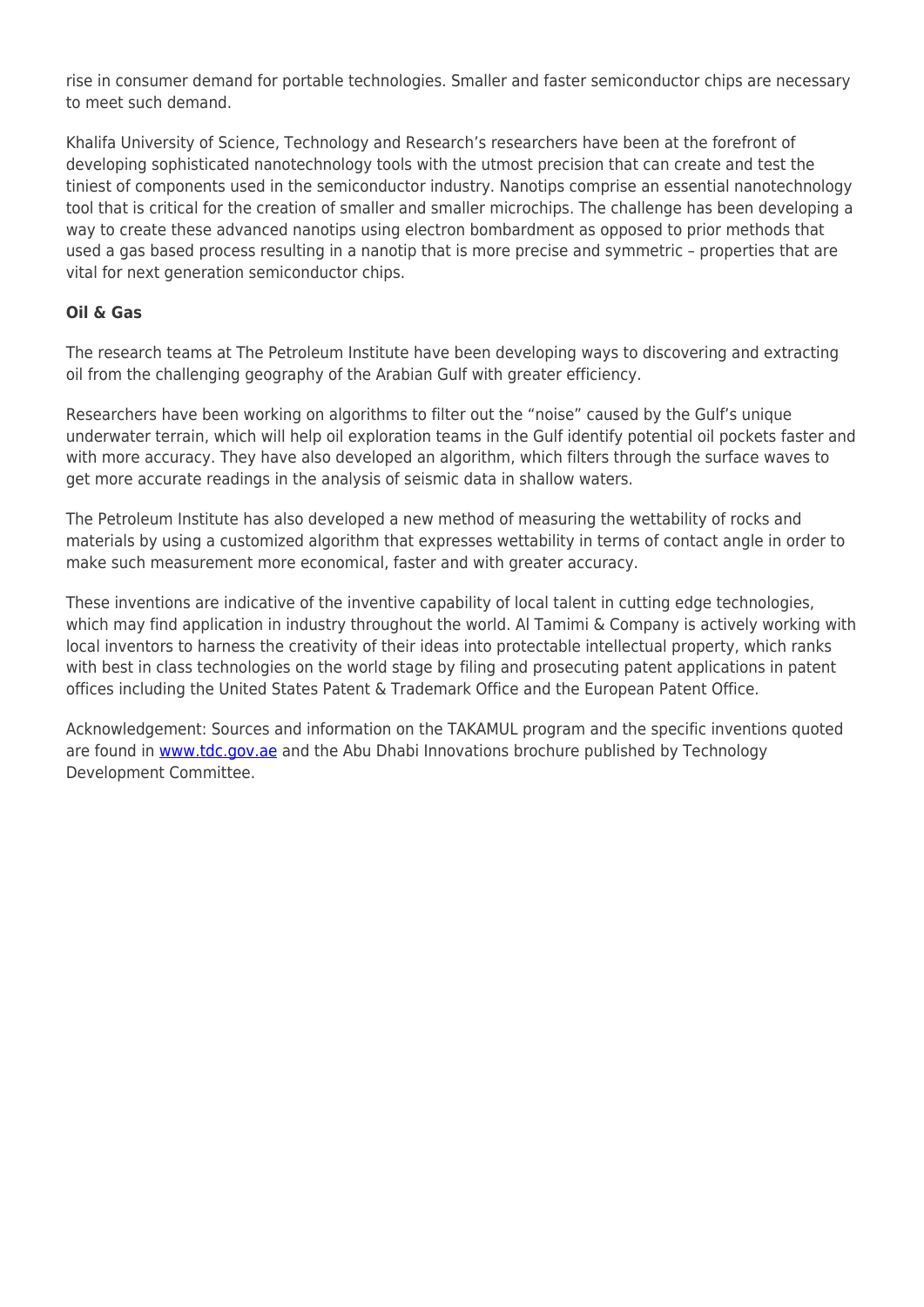rise in consumer demand for portable technologies. Smaller and faster semiconductor chips are necessary to meet such demand.

Khalifa University of Science, Technology and Research's researchers have been at the forefront of developing sophisticated nanotechnology tools with the utmost precision that can create and test the tiniest of components used in the semiconductor industry. Nanotips comprise an essential nanotechnology tool that is critical for the creation of smaller and smaller microchips. The challenge has been developing a way to create these advanced nanotips using electron bombardment as opposed to prior methods that used a gas based process resulting in a nanotip that is more precise and symmetric – properties that are vital for next generation semiconductor chips.

**Oil & Gas**

The research teams at The Petroleum Institute have been developing ways to discovering and extracting oil from the challenging geography of the Arabian Gulf with greater efficiency.

Researchers have been working on algorithms to filter out the "noise" caused by the Gulf's unique underwater terrain, which will help oil exploration teams in the Gulf identify potential oil pockets faster and with more accuracy. They have also developed an algorithm, which filters through the surface waves to get more accurate readings in the analysis of seismic data in shallow waters.

The Petroleum Institute has also developed a new method of measuring the wettability of rocks and materials by using a customized algorithm that expresses wettability in terms of contact angle in order to make such measurement more economical, faster and with greater accuracy.

These inventions are indicative of the inventive capability of local talent in cutting edge technologies, which may find application in industry throughout the world. Al Tamimi & Company is actively working with local inventors to harness the creativity of their ideas into protectable intellectual property, which ranks with best in class technologies on the world stage by filing and prosecuting patent applications in patent offices including the United States Patent & Trademark Office and the European Patent Office.

Acknowledgement: Sources and information on the TAKAMUL program and the specific inventions quoted are found in [www.tdc.gov.ae](http://www.tdc.gov.ae) and the Abu Dhabi Innovations brochure published by Technology Development Committee.